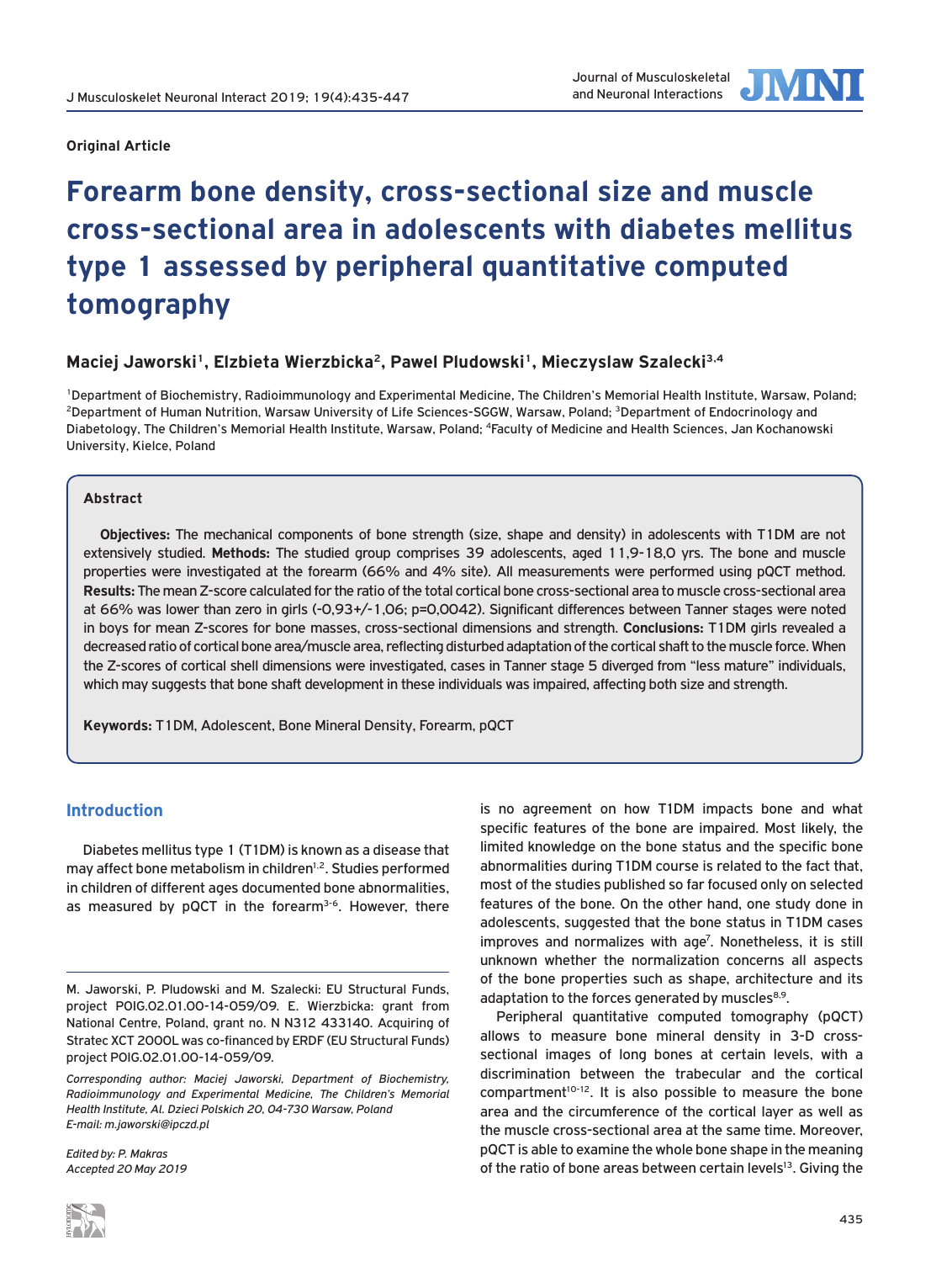**Original Article**

# Forearm bone density, cross-sectional size and muscle cross-sectional area in adolescents with diabetes mellitus type 1 assessed by peripheral quantitative computed tomography

**Maciej Jaworski[1], Elzbieta Wierzbicka[2], Pawel Pludowski[1], Mieczyslaw Szalecki[3,4]**

[1]Department of Biochemistry, Radioimmunology and Experimental Medicine, The Children's Memorial Health Institute, Warsaw, Poland; [2]Department of Human Nutrition, Warsaw University of Life Sciences-SGGW, Warsaw, Poland; [3]Department of Endocrinology and Diabetology, The Children's Memorial Health Institute, Warsaw, Poland; [4]Faculty of Medicine and Health Sciences, Jan Kochanowski University, Kielce, Poland

### Abstract

**Objectives:** The mechanical components of bone strength (size, shape and density) in adolescents with T1DM are not extensively studied. **Methods:** The studied group comprises 39 adolescents, aged 11,9-18,0 yrs. The bone and muscle properties were investigated at the forearm (66% and 4% site). All measurements were performed using pQCT method. **Results:** The mean Z-score calculated for the ratio of the total cortical bone cross-sectional area to muscle cross-sectional area at 66% was lower than zero in girls (-0,93+/-1,06; p=0,0042). Significant differences between Tanner stages were noted in boys for mean Z-scores for bone masses, cross-sectional dimensions and strength. **Conclusions:** T1DM girls revealed a decreased ratio of cortical bone area/muscle area, reflecting disturbed adaptation of the cortical shaft to the muscle force. When the Z-scores of cortical shell dimensions were investigated, cases in Tanner stage 5 diverged from "less mature" individuals, which may suggests that bone shaft development in these individuals was impaired, affecting both size and strength.

**Keywords:** T1DM, Adolescent, Bone Mineral Density, Forearm, pQCT

## Introduction

Diabetes mellitus type 1 (T1DM) is known as a disease that may affect bone metabolism in children[1,2]. Studies performed in children of different ages documented bone abnormalities, as measured by pQCT in the forearm[3-6]. However, there is no agreement on how T1DM impacts bone and what specific features of the bone are impaired. Most likely, the limited knowledge on the bone status and the specific bone abnormalities during T1DM course is related to the fact that, most of the studies published so far focused only on selected features of the bone. On the other hand, one study done in adolescents, suggested that the bone status in T1DM cases improves and normalizes with age[7]. Nonetheless, it is still unknown whether the normalization concerns all aspects of the bone properties such as shape, architecture and its adaptation to the forces generated by muscles[8,9].

Peripheral quantitative computed tomography (pQCT) allows to measure bone mineral density in 3-D cross-sectional images of long bones at certain levels, with a discrimination between the trabecular and the cortical compartment[10-12]. It is also possible to measure the bone area and the circumference of the cortical layer as well as the muscle cross-sectional area at the same time. Moreover, pQCT is able to examine the whole bone shape in the meaning of the ratio of bone areas between certain levels[13]. Giving the

---

M. Jaworski, P. Pludowski and M. Szalecki: EU Structural Funds, project POIG.02.01.00-14-059/09. E. Wierzbicka: grant from National Centre, Poland, grant no. N N312 433140. Acquiring of Stratec XCT 2000L was co-financed by ERDF (EU Structural Funds) project POIG.02.01.00-14-059/09.

*Corresponding author: Maciej Jaworski, Department of Biochemistry, Radioimmunology and Experimental Medicine, The Children's Memorial Health Institute, Al. Dzieci Polskich 20, 04-730 Warsaw, Poland*
*E-mail: m.jaworski@ipczd.pl*

*Edited by: P. Makras*
*Accepted 20 May 2019*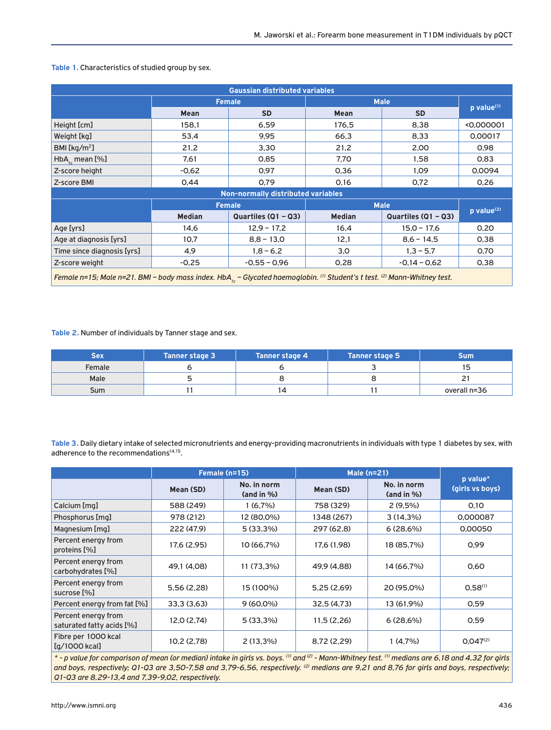**Table 1.** Characteristics of studied group by sex.

| Gaussian distributed variables | | | | | |
|---|---|---|---|---|---|
| | Female | | Male | | p value[(1)] |
| | Mean | SD | Mean | SD | |
| Height [cm] | 158,1 | 6,59 | 176,5 | 8,38 | <0,000001 |
| Weight [kg] | 53,4 | 9,95 | 66,3 | 8,33 | 0,00017 |
| BMI [kg/m$^2$] | 21,2 | 3,30 | 21,2 | 2,00 | 0,98 |
| $HbA_{1c}$ mean [%] | 7,61 | 0,85 | 7,70 | 1,58 | 0,83 |
| Z-score height | -0,62 | 0,97 | 0,36 | 1,09 | 0,0094 |
| Z-score BMI | 0,44 | 0,79 | 0,16 | 0,72 | 0,26 |
| **Non-normally distributed variables** | | | | | |
| | Female | | Male | | p value[(2)] |
| | Median | Quartiles (Q1 – Q3) | Median | Quartiles (Q1 – Q3) | |
| Age [yrs] | 14,6 | 12,9 – 17,2 | 16,4 | 15,0 – 17,6 | 0,20 |
| Age at diagnosis [yrs] | 10,7 | 8,8 – 13,0 | 12,1 | 8,6 – 14,5 | 0,38 |
| Time since diagnosis [yrs] | 4,9 | 1,8 – 6,2 | 3,0 | 1,3 – 5,7 | 0,70 |
| Z-score weight | -0,25 | -0,55 – 0,96 | 0,28 | -0,14 – 0,62 | 0,38 |

*Female n=15; Male n=21. BMI – body mass index. $HbA_{1c}$ – Glycated haemoglobin. [(1)] Student's t test. [(2)] Mann-Whitney test.*

**Table 2.** Number of individuals by Tanner stage and sex.

| Sex | Tanner stage 3 | Tanner stage 4 | Tanner stage 5 | Sum |
|---|---|---|---|---|
| Female | 6 | 6 | 3 | 15 |
| Male | 5 | 8 | 8 | 21 |
| Sum | 11 | 14 | 11 | overall n=36 |

**Table 3.** Daily dietary intake of selected micronutrients and energy-providing macronutrients in individuals with type 1 diabetes by sex, with adherence to the recommendations[14,15].

| | Female (n=15) | | Male (n=21) | | p value* (girls vs boys) |
|---|---|---|---|---|---|
| | Mean (SD) | No. in norm (and in %) | Mean (SD) | No. in norm (and in %) | |
| Calcium [mg] | 588 (249) | 1 (6,7%) | 758 (329) | 2 (9,5%) | 0,10 |
| Phosphorus [mg] | 978 (212) | 12 (80,0%) | 1348 (267) | 3 (14,3%) | 0,000087 |
| Magnesium [mg] | 222 (47,9) | 5 (33,3%) | 297 (62,8) | 6 (28,6%) | 0,00050 |
| Percent energy from proteins [%] | 17,6 (2,95) | 10 (66,7%) | 17,6 (1,98) | 18 (85,7%) | 0,99 |
| Percent energy from carbohydrates [%] | 49,1 (4,08) | 11 (73,3%) | 49,9 (4,88) | 14 (66,7%) | 0,60 |
| Percent energy from sucrose [%] | 5,56 (2,28) | 15 (100%) | 5,25 (2,69) | 20 (95,0%) | 0,58[(1)] |
| Percent energy from fat [%] | 33,3 (3,63) | 9 (60,0%) | 32,5 (4,73) | 13 (61,9%) | 0,59 |
| Percent energy from saturated fatty acids [%] | 12,0 (2,74) | 5 (33,3%) | 11,5 (2,26) | 6 (28,6%) | 0,59 |
| Fibre per 1000 kcal [g/1000 kcal] | 10,2 (2,78) | 2 (13,3%) | 8,72 (2,29) | 1 (4,7%) | 0,047[(2)] |

*\* - p value for comparison of mean (or median) intake in girls vs. boys. [(1)] and [(2)] - Mann-Whitney test. [(1)] medians are 6,18 and 4,32 for girls and boys, respectively; Q1-Q3 are 3,50-7,58 and 3,79-6,56, respectively. [(2)] medians are 9,21 and 8,76 for girls and boys, respectively; Q1-Q3 are 8,29-13,4 and 7,39-9,02, respectively.*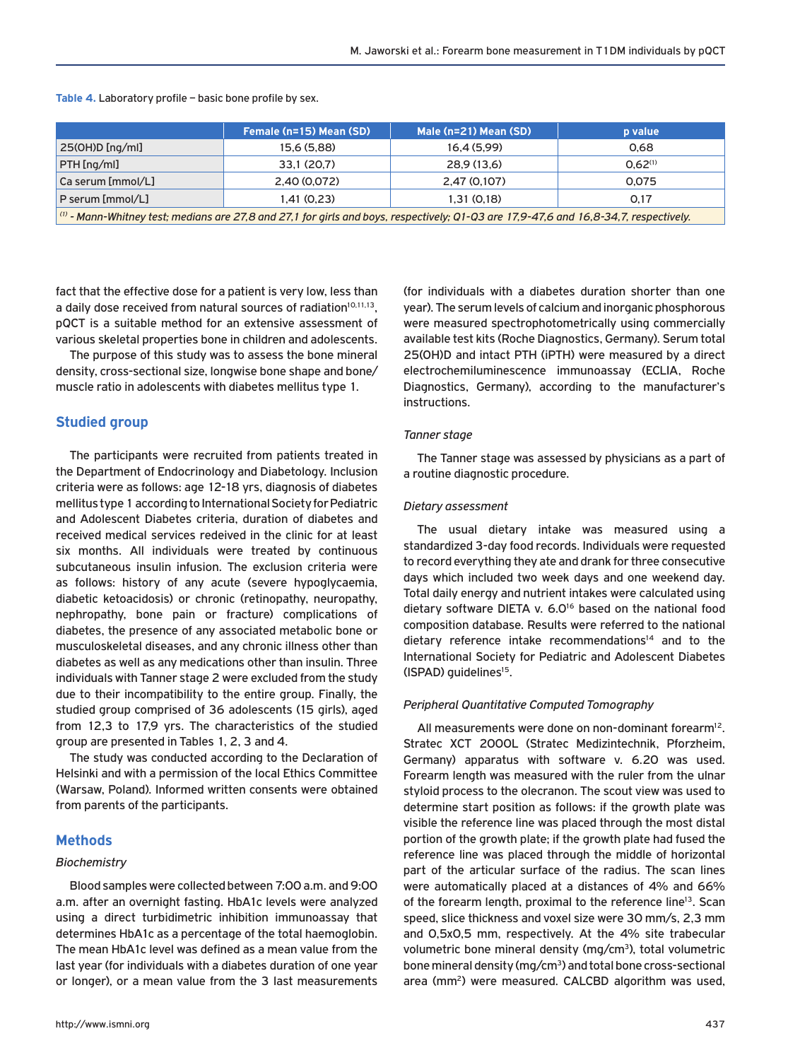Table 4. Laboratory profile – basic bone profile by sex.

| | Female (n=15) Mean (SD) | Male (n=21) Mean (SD) | p value |
|---|---|---|---|
| 25(OH)D [ng/ml] | 15,6 (5,88) | 16,4 (5,99) | 0,68 |
| PTH [ng/ml] | 33,1 (20,7) | 28,9 (13,6) | 0,62[(1)] |
| Ca serum [mmol/L] | 2,40 (0,072) | 2,47 (0,107) | 0,075 |
| P serum [mmol/L] | 1,41 (0,23) | 1,31 (0,18) | 0,17 |

[(1)] - *Mann-Whitney test; medians are 27,8 and 27,1 for girls and boys, respectively; Q1-Q3 are 17,9-47,6 and 16,8-34,7, respectively.*

fact that the effective dose for a patient is very low, less than a daily dose received from natural sources of radiation[10,11,13], pQCT is a suitable method for an extensive assessment of various skeletal properties bone in children and adolescents.

The purpose of this study was to assess the bone mineral density, cross-sectional size, longwise bone shape and bone/muscle ratio in adolescents with diabetes mellitus type 1.

## Studied group

The participants were recruited from patients treated in the Department of Endocrinology and Diabetology. Inclusion criteria were as follows: age 12-18 yrs, diagnosis of diabetes mellitus type 1 according to International Society for Pediatric and Adolescent Diabetes criteria, duration of diabetes and received medical services redeived in the clinic for at least six months. All individuals were treated by continuous subcutaneous insulin infusion. The exclusion criteria were as follows: history of any acute (severe hypoglycaemia, diabetic ketoacidosis) or chronic (retinopathy, neuropathy, nephropathy, bone pain or fracture) complications of diabetes, the presence of any associated metabolic bone or musculoskeletal diseases, and any chronic illness other than diabetes as well as any medications other than insulin. Three individuals with Tanner stage 2 were excluded from the study due to their incompatibility to the entire group. Finally, the studied group comprised of 36 adolescents (15 girls), aged from 12,3 to 17,9 yrs. The characteristics of the studied group are presented in Tables 1, 2, 3 and 4.

The study was conducted according to the Declaration of Helsinki and with a permission of the local Ethics Committee (Warsaw, Poland). Informed written consents were obtained from parents of the participants.

## Methods

### *Biochemistry*

Blood samples were collected between 7:00 a.m. and 9:00 a.m. after an overnight fasting. HbA1c levels were analyzed using a direct turbidimetric inhibition immunoassay that determines HbA1c as a percentage of the total haemoglobin. The mean HbA1c level was defined as a mean value from the last year (for individuals with a diabetes duration of one year or longer), or a mean value from the 3 last measurements (for individuals with a diabetes duration shorter than one year). The serum levels of calcium and inorganic phosphorous were measured spectrophotometrically using commercially available test kits (Roche Diagnostics, Germany). Serum total 25(OH)D and intact PTH (iPTH) were measured by a direct electrochemiluminescence immunoassay (ECLIA, Roche Diagnostics, Germany), according to the manufacturer's instructions.

### *Tanner stage*

The Tanner stage was assessed by physicians as a part of a routine diagnostic procedure.

### *Dietary assessment*

The usual dietary intake was measured using a standardized 3-day food records. Individuals were requested to record everything they ate and drank for three consecutive days which included two week days and one weekend day. Total daily energy and nutrient intakes were calculated using dietary software DIETA v. 6.0[16] based on the national food composition database. Results were referred to the national dietary reference intake recommendations[14] and to the International Society for Pediatric and Adolescent Diabetes (ISPAD) guidelines[15].

### *Peripheral Quantitative Computed Tomography*

All measurements were done on non-dominant forearm[12]. Stratec XCT 2000L (Stratec Medizintechnik, Pforzheim, Germany) apparatus with software v. 6.20 was used. Forearm length was measured with the ruler from the ulnar styloid process to the olecranon. The scout view was used to determine start position as follows: if the growth plate was visible the reference line was placed through the most distal portion of the growth plate; if the growth plate had fused the reference line was placed through the middle of horizontal part of the articular surface of the radius. The scan lines were automatically placed at a distances of 4% and 66% of the forearm length, proximal to the reference line[13]. Scan speed, slice thickness and voxel size were 30 mm/s, 2,3 mm and 0,5x0,5 mm, respectively. At the 4% site trabecular volumetric bone mineral density (mg/cm$^3$), total volumetric bone mineral density (mg/cm$^3$) and total bone cross-sectional area (mm$^2$) were measured. CALCBD algorithm was used,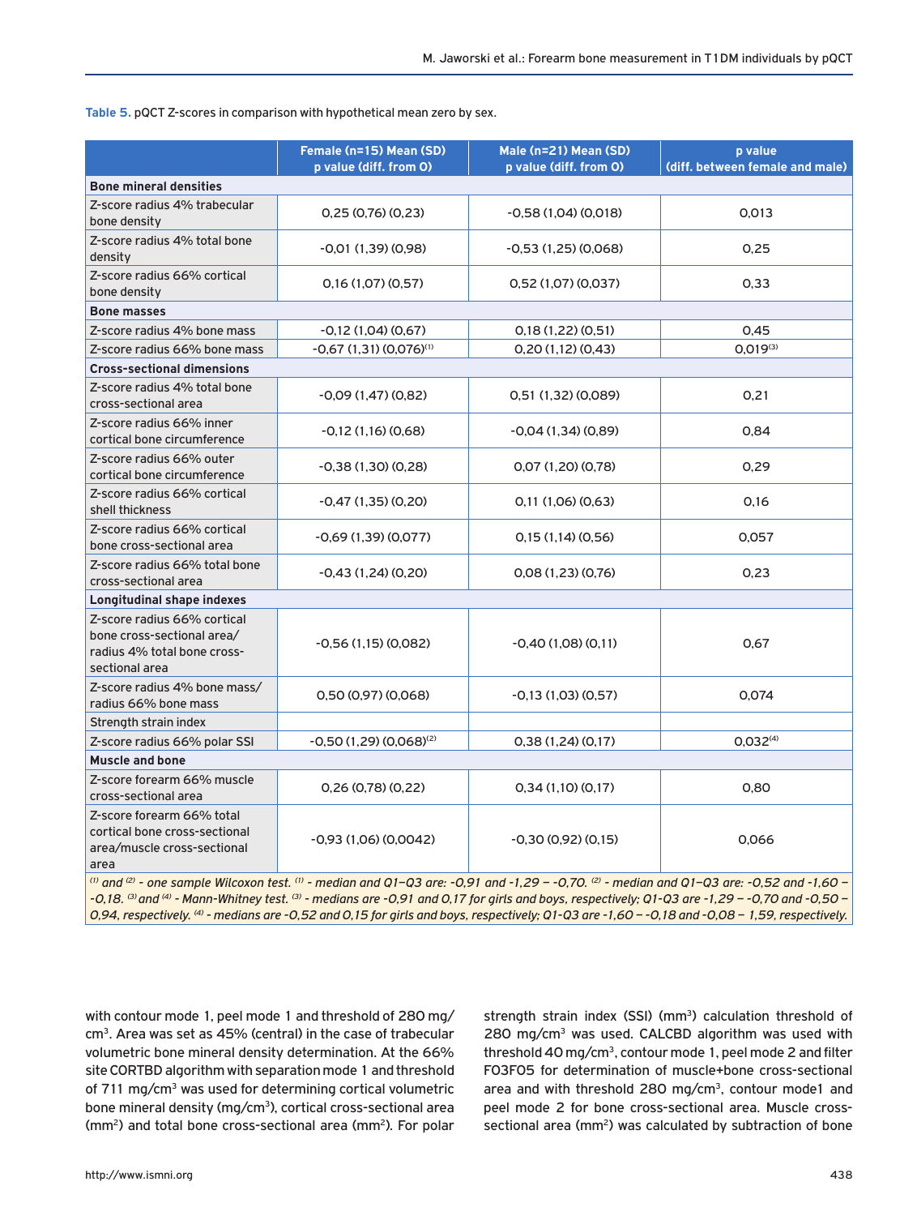**Table 5.** pQCT Z-scores in comparison with hypothetical mean zero by sex.

| | Female (n=15) Mean (SD) p value (diff. from 0) | Male (n=21) Mean (SD) p value (diff. from 0) | p value (diff. between female and male) |
|---|---|---|---|
| **Bone mineral densities** | | | |
| Z-score radius 4% trabecular bone density | 0,25 (0,76) (0,23) | -0,58 (1,04) (0,018) | 0,013 |
| Z-score radius 4% total bone density | -0,01 (1,39) (0,98) | -0,53 (1,25) (0,068) | 0,25 |
| Z-score radius 66% cortical bone density | 0,16 (1,07) (0,57) | 0,52 (1,07) (0,037) | 0,33 |
| **Bone masses** | | | |
| Z-score radius 4% bone mass | -0,12 (1,04) (0,67) | 0,18 (1,22) (0,51) | 0,45 |
| Z-score radius 66% bone mass | -0,67 (1,31) (0,076)[(1)] | 0,20 (1,12) (0,43) | 0,019[(3)] |
| **Cross-sectional dimensions** | | | |
| Z-score radius 4% total bone cross-sectional area | -0,09 (1,47) (0,82) | 0,51 (1,32) (0,089) | 0,21 |
| Z-score radius 66% inner cortical bone circumference | -0,12 (1,16) (0,68) | -0,04 (1,34) (0,89) | 0,84 |
| Z-score radius 66% outer cortical bone circumference | -0,38 (1,30) (0,28) | 0,07 (1,20) (0,78) | 0,29 |
| Z-score radius 66% cortical shell thickness | -0,47 (1,35) (0,20) | 0,11 (1,06) (0,63) | 0,16 |
| Z-score radius 66% cortical bone cross-sectional area | -0,69 (1,39) (0,077) | 0,15 (1,14) (0,56) | 0,057 |
| Z-score radius 66% total bone cross-sectional area | -0,43 (1,24) (0,20) | 0,08 (1,23) (0,76) | 0,23 |
| **Longitudinal shape indexes** | | | |
| Z-score radius 66% cortical bone cross-sectional area/ radius 4% total bone cross-sectional area | -0,56 (1,15) (0,082) | -0,40 (1,08) (0,11) | 0,67 |
| Z-score radius 4% bone mass/ radius 66% bone mass | 0,50 (0,97) (0,068) | -0,13 (1,03) (0,57) | 0,074 |
| Strength strain index | | | |
| Z-score radius 66% polar SSI | -0,50 (1,29) (0,068)[(2)] | 0,38 (1,24) (0,17) | 0,032[(4)] |
| **Muscle and bone** | | | |
| Z-score forearm 66% muscle cross-sectional area | 0,26 (0,78) (0,22) | 0,34 (1,10) (0,17) | 0,80 |
| Z-score forearm 66% total cortical bone cross-sectional area/muscle cross-sectional area | -0,93 (1,06) (0,0042) | -0,30 (0,92) (0,15) | 0,066 |

*[(1)] and [(2)] - one sample Wilcoxon test. [(1)] - median and Q1–Q3 are: -0,91 and -1,29 – -0,70. [(2)] - median and Q1–Q3 are: -0,52 and -1,60 – -0,18. [(3)] and [(4)] - Mann-Whitney test. [(3)] - medians are -0,91 and 0,17 for girls and boys, respectively; Q1-Q3 are -1,29 – -0,70 and -0,50 – 0,94, respectively. [(4)] - medians are -0,52 and 0,15 for girls and boys, respectively; Q1-Q3 are -1,60 – -0,18 and -0,08 – 1,59, respectively.*

with contour mode 1, peel mode 1 and threshold of 280 mg/cm$^3$. Area was set as 45% (central) in the case of trabecular volumetric bone mineral density determination. At the 66% site CORTBD algorithm with separation mode 1 and threshold of 711 mg/cm$^3$ was used for determining cortical volumetric bone mineral density (mg/cm$^3$), cortical cross-sectional area (mm$^2$) and total bone cross-sectional area (mm$^2$). For polar strength strain index (SSI) (mm$^3$) calculation threshold of 280 mg/cm$^3$ was used. CALCBD algorithm was used with threshold 40 mg/cm$^3$, contour mode 1, peel mode 2 and filter F03F05 for determination of muscle+bone cross-sectional area and with threshold 280 mg/cm$^3$, contour mode1 and peel mode 2 for bone cross-sectional area. Muscle cross-sectional area (mm$^2$) was calculated by subtraction of bone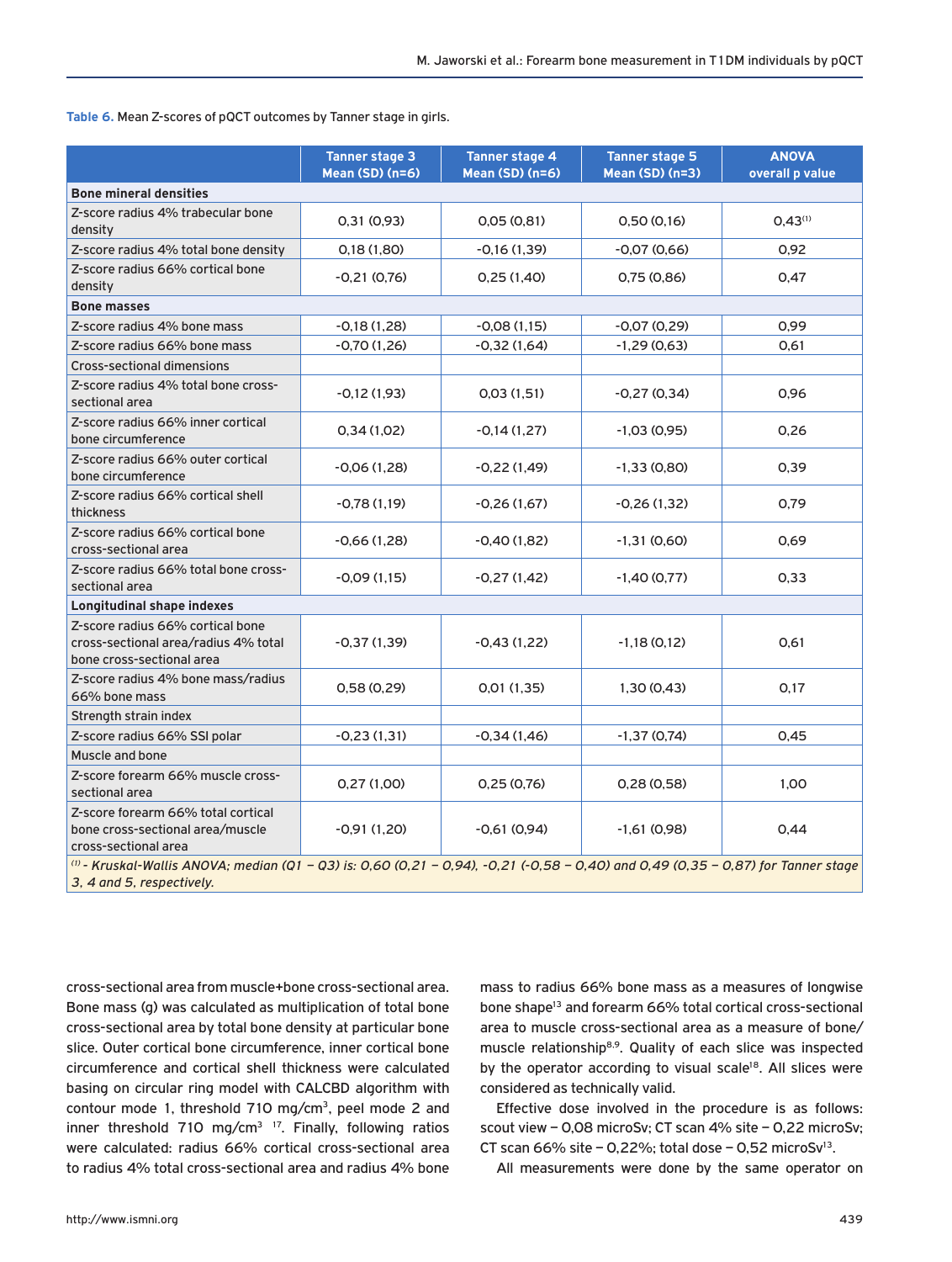**Table 6.** Mean Z-scores of pQCT outcomes by Tanner stage in girls.

| | Tanner stage 3 Mean (SD) (n=6) | Tanner stage 4 Mean (SD) (n=6) | Tanner stage 5 Mean (SD) (n=3) | ANOVA overall p value |
|---|---|---|---|---|
| **Bone mineral densities** | | | | |
| Z-score radius 4% trabecular bone density | 0,31 (0,93) | 0,05 (0,81) | 0,50 (0,16) | 0,43[(1)] |
| Z-score radius 4% total bone density | 0,18 (1,80) | -0,16 (1,39) | -0,07 (0,66) | 0,92 |
| Z-score radius 66% cortical bone density | -0,21 (0,76) | 0,25 (1,40) | 0,75 (0,86) | 0,47 |
| **Bone masses** | | | | |
| Z-score radius 4% bone mass | -0,18 (1,28) | -0,08 (1,15) | -0,07 (0,29) | 0,99 |
| Z-score radius 66% bone mass | -0,70 (1,26) | -0,32 (1,64) | -1,29 (0,63) | 0,61 |
| Cross-sectional dimensions | | | | |
| Z-score radius 4% total bone cross-sectional area | -0,12 (1,93) | 0,03 (1,51) | -0,27 (0,34) | 0,96 |
| Z-score radius 66% inner cortical bone circumference | 0,34 (1,02) | -0,14 (1,27) | -1,03 (0,95) | 0,26 |
| Z-score radius 66% outer cortical bone circumference | -0,06 (1,28) | -0,22 (1,49) | -1,33 (0,80) | 0,39 |
| Z-score radius 66% cortical shell thickness | -0,78 (1,19) | -0,26 (1,67) | -0,26 (1,32) | 0,79 |
| Z-score radius 66% cortical bone cross-sectional area | -0,66 (1,28) | -0,40 (1,82) | -1,31 (0,60) | 0,69 |
| Z-score radius 66% total bone cross-sectional area | -0,09 (1,15) | -0,27 (1,42) | -1,40 (0,77) | 0,33 |
| **Longitudinal shape indexes** | | | | |
| Z-score radius 66% cortical bone cross-sectional area/radius 4% total bone cross-sectional area | -0,37 (1,39) | -0,43 (1,22) | -1,18 (0,12) | 0,61 |
| Z-score radius 4% bone mass/radius 66% bone mass | 0,58 (0,29) | 0,01 (1,35) | 1,30 (0,43) | 0,17 |
| Strength strain index | | | | |
| Z-score radius 66% SSI polar | -0,23 (1,31) | -0,34 (1,46) | -1,37 (0,74) | 0,45 |
| Muscle and bone | | | | |
| Z-score forearm 66% muscle cross-sectional area | 0,27 (1,00) | 0,25 (0,76) | 0,28 (0,58) | 1,00 |
| Z-score forearm 66% total cortical bone cross-sectional area/muscle cross-sectional area | -0,91 (1,20) | -0,61 (0,94) | -1,61 (0,98) | 0,44 |

*[(1)] - Kruskal-Wallis ANOVA; median (Q1 – Q3) is: 0,60 (0,21 – 0,94), -0,21 (-0,58 – 0,40) and 0,49 (0,35 – 0,87) for Tanner stage 3, 4 and 5, respectively.*

cross-sectional area from muscle+bone cross-sectional area. Bone mass (g) was calculated as multiplication of total bone cross-sectional area by total bone density at particular bone slice. Outer cortical bone circumference, inner cortical bone circumference and cortical shell thickness were calculated basing on circular ring model with CALCBD algorithm with contour mode 1, threshold 710 mg/cm$^3$, peel mode 2 and inner threshold 710 mg/cm$^3$ [17]. Finally, following ratios were calculated: radius 66% cortical cross-sectional area to radius 4% total cross-sectional area and radius 4% bone mass to radius 66% bone mass as a measures of longwise bone shape[13] and forearm 66% total cortical cross-sectional area to muscle cross-sectional area as a measure of bone/muscle relationship[8,9]. Quality of each slice was inspected by the operator according to visual scale[18]. All slices were considered as technically valid.

Effective dose involved in the procedure is as follows: scout view – 0,08 microSv; CT scan 4% site – 0,22 microSv; CT scan 66% site – 0,22%; total dose – 0,52 microSv[13].

All measurements were done by the same operator on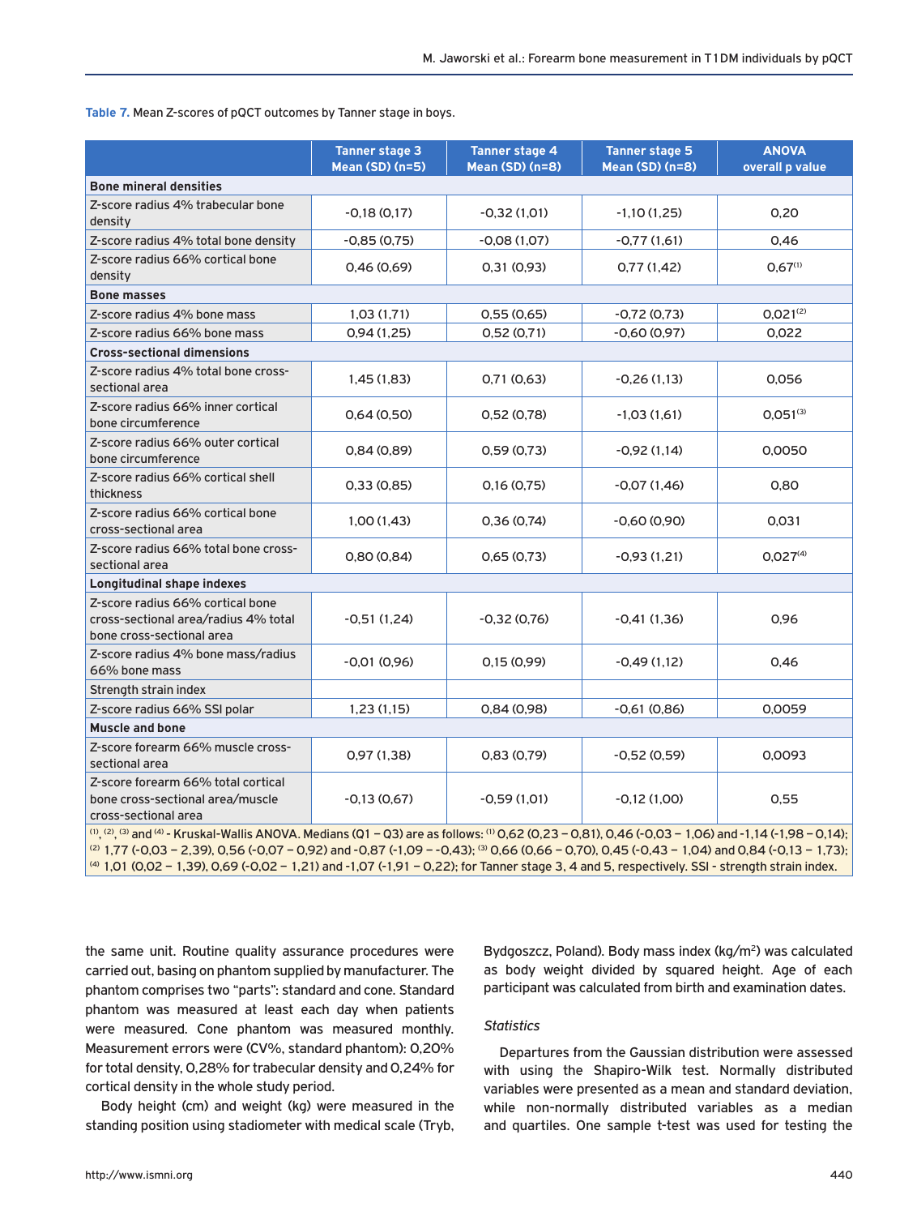**Table 7.** Mean Z-scores of pQCT outcomes by Tanner stage in boys.

| | Tanner stage 3 Mean (SD) (n=5) | Tanner stage 4 Mean (SD) (n=8) | Tanner stage 5 Mean (SD) (n=8) | ANOVA overall p value |
|---|---|---|---|---|
| **Bone mineral densities** | | | | |
| Z-score radius 4% trabecular bone density | -0,18 (0,17) | -0,32 (1,01) | -1,10 (1,25) | 0,20 |
| Z-score radius 4% total bone density | -0,85 (0,75) | -0,08 (1,07) | -0,77 (1,61) | 0,46 |
| Z-score radius 66% cortical bone density | 0,46 (0,69) | 0,31 (0,93) | 0,77 (1,42) | 0,67[(1)] |
| **Bone masses** | | | | |
| Z-score radius 4% bone mass | 1,03 (1,71) | 0,55 (0,65) | -0,72 (0,73) | 0,021[(2)] |
| Z-score radius 66% bone mass | 0,94 (1,25) | 0,52 (0,71) | -0,60 (0,97) | 0,022 |
| **Cross-sectional dimensions** | | | | |
| Z-score radius 4% total bone cross-sectional area | 1,45 (1,83) | 0,71 (0,63) | -0,26 (1,13) | 0,056 |
| Z-score radius 66% inner cortical bone circumference | 0,64 (0,50) | 0,52 (0,78) | -1,03 (1,61) | 0,051[(3)] |
| Z-score radius 66% outer cortical bone circumference | 0,84 (0,89) | 0,59 (0,73) | -0,92 (1,14) | 0,0050 |
| Z-score radius 66% cortical shell thickness | 0,33 (0,85) | 0,16 (0,75) | -0,07 (1,46) | 0,80 |
| Z-score radius 66% cortical bone cross-sectional area | 1,00 (1,43) | 0,36 (0,74) | -0,60 (0,90) | 0,031 |
| Z-score radius 66% total bone cross-sectional area | 0,80 (0,84) | 0,65 (0,73) | -0,93 (1,21) | 0,027[(4)] |
| **Longitudinal shape indexes** | | | | |
| Z-score radius 66% cortical bone cross-sectional area/radius 4% total bone cross-sectional area | -0,51 (1,24) | -0,32 (0,76) | -0,41 (1,36) | 0,96 |
| Z-score radius 4% bone mass/radius 66% bone mass | -0,01 (0,96) | 0,15 (0,99) | -0,49 (1,12) | 0,46 |
| Strength strain index | | | | |
| Z-score radius 66% SSI polar | 1,23 (1,15) | 0,84 (0,98) | -0,61 (0,86) | 0,0059 |
| **Muscle and bone** | | | | |
| Z-score forearm 66% muscle cross-sectional area | 0,97 (1,38) | 0,83 (0,79) | -0,52 (0,59) | 0,0093 |
| Z-score forearm 66% total cortical bone cross-sectional area/muscle cross-sectional area | -0,13 (0,67) | -0,59 (1,01) | -0,12 (1,00) | 0,55 |

[(1)], [(2)], [(3)] and [(4)] - Kruskal-Wallis ANOVA. Medians (Q1 – Q3) are as follows: [(1)] 0,62 (0,23 – 0,81), 0,46 (-0,03 – 1,06) and -1,14 (-1,98 – 0,14); [(2)] 1,77 (-0,03 – 2,39), 0,56 (-0,07 – 0,92) and -0,87 (-1,09 – -0,43); [(3)] 0,66 (0,66 – 0,70), 0,45 (-0,43 – 1,04) and 0,84 (-0,13 – 1,73); [(4)] 1,01 (0,02 – 1,39), 0,69 (-0,02 – 1,21) and -1,07 (-1,91 – 0,22); for Tanner stage 3, 4 and 5, respectively. SSI - strength strain index.

the same unit. Routine quality assurance procedures were carried out, basing on phantom supplied by manufacturer. The phantom comprises two "parts": standard and cone. Standard phantom was measured at least each day when patients were measured. Cone phantom was measured monthly. Measurement errors were (CV%, standard phantom): 0,20% for total density, 0,28% for trabecular density and 0,24% for cortical density in the whole study period.

Body height (cm) and weight (kg) were measured in the standing position using stadiometer with medical scale (Tryb, Bydgoszcz, Poland). Body mass index (kg/m$^2$) was calculated as body weight divided by squared height. Age of each participant was calculated from birth and examination dates.

### *Statistics*

Departures from the Gaussian distribution were assessed with using the Shapiro-Wilk test. Normally distributed variables were presented as a mean and standard deviation, while non-normally distributed variables as a median and quartiles. One sample t-test was used for testing the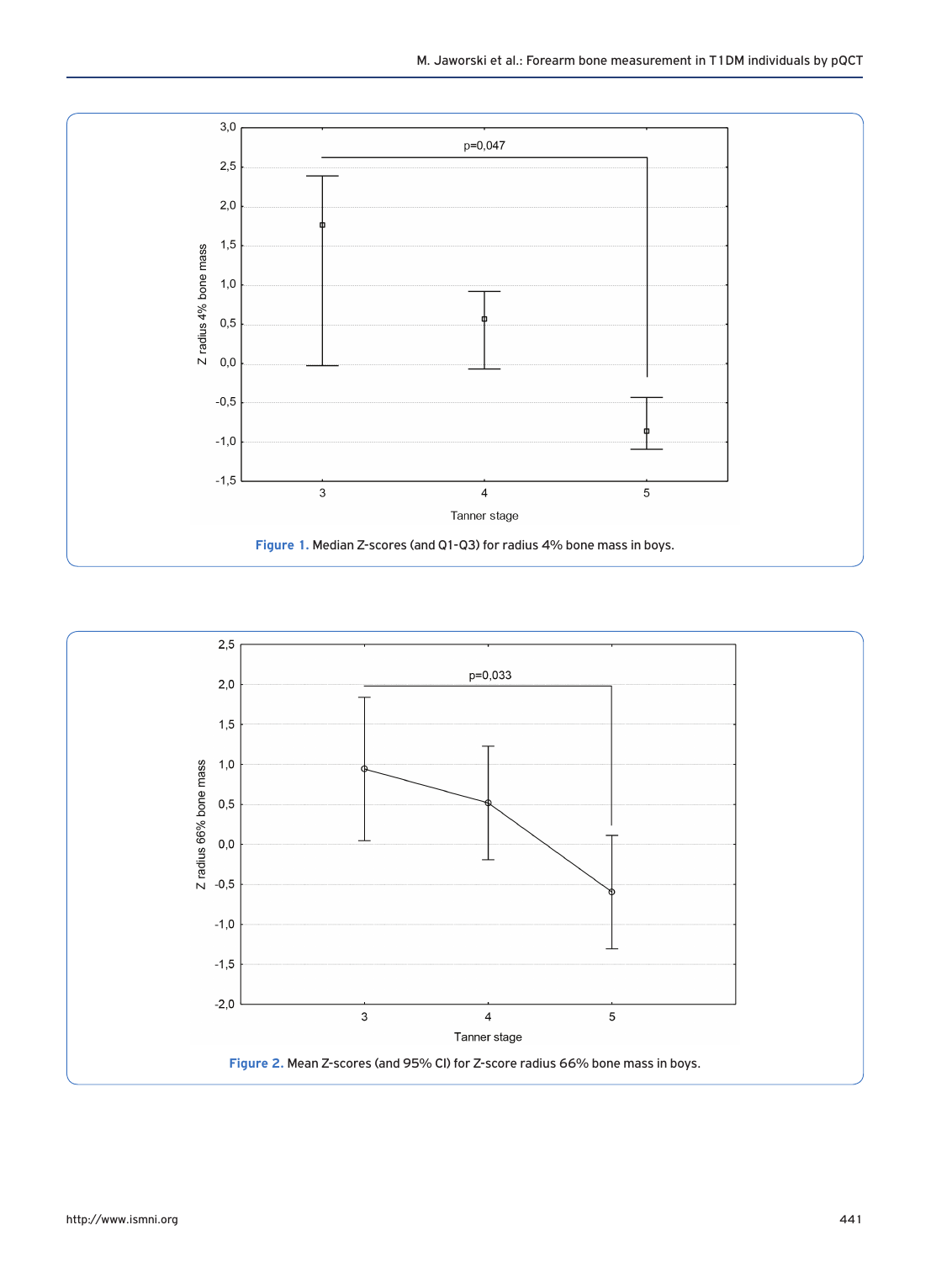Figure 1. Median Z-scores (and Q1-Q3) for radius 4% bone mass in boys.

Figure 2. Mean Z-scores (and 95% CI) for Z-score radius 66% bone mass in boys.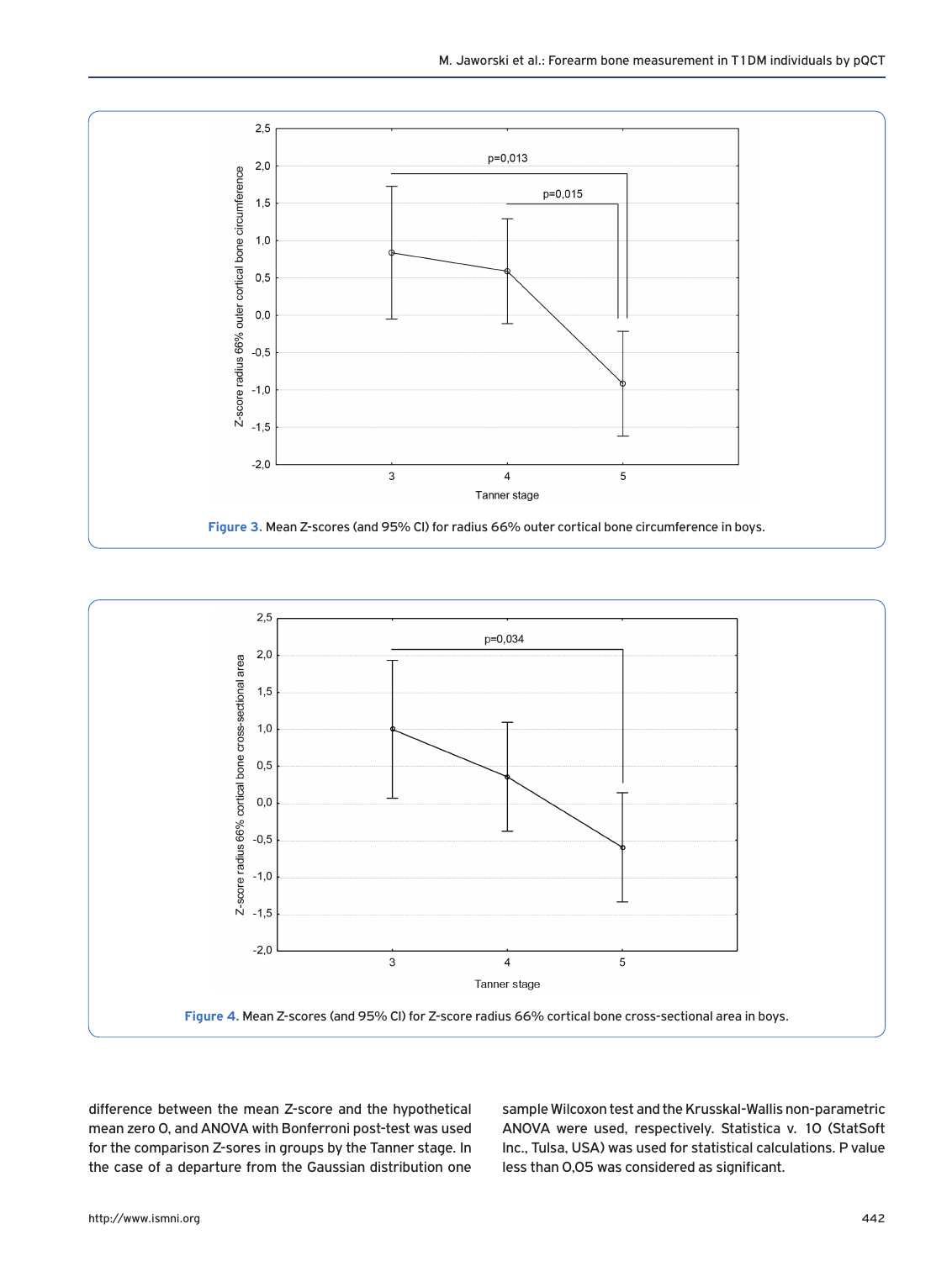Figure 3. Mean Z-scores (and 95% CI) for radius 66% outer cortical bone circumference in boys.

Figure 4. Mean Z-scores (and 95% CI) for Z-score radius 66% cortical bone cross-sectional area in boys.

difference between the mean Z-score and the hypothetical mean zero 0, and ANOVA with Bonferroni post-test was used for the comparison Z-sores in groups by the Tanner stage. In the case of a departure from the Gaussian distribution one sample Wilcoxon test and the Krusskal-Wallis non-parametric ANOVA were used, respectively. Statistica v. 10 (StatSoft Inc., Tulsa, USA) was used for statistical calculations. P value less than 0,05 was considered as significant.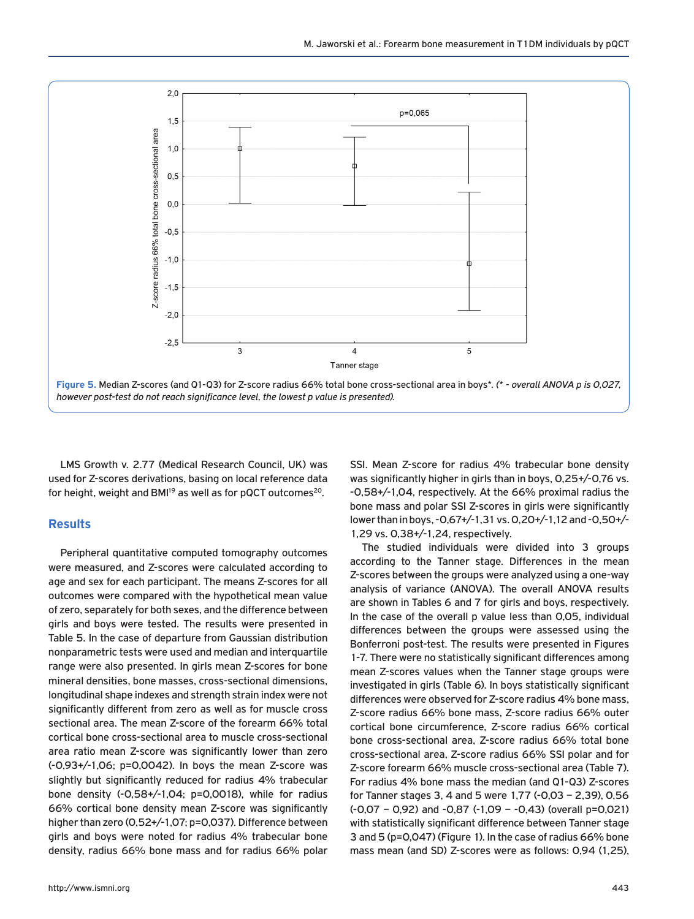Figure 5. Median Z-scores (and Q1-Q3) for Z-score radius 66% total bone cross-sectional area in boys*. *(* - overall ANOVA p is 0,027, however post-test do not reach significance level, the lowest p value is presented).*

LMS Growth v. 2.77 (Medical Research Council, UK) was used for Z-scores derivations, basing on local reference data for height, weight and BMI[19] as well as for pQCT outcomes[20].

## Results

Peripheral quantitative computed tomography outcomes were measured, and Z-scores were calculated according to age and sex for each participant. The means Z-scores for all outcomes were compared with the hypothetical mean value of zero, separately for both sexes, and the difference between girls and boys were tested. The results were presented in Table 5. In the case of departure from Gaussian distribution nonparametric tests were used and median and interquartile range were also presented. In girls mean Z-scores for bone mineral densities, bone masses, cross-sectional dimensions, longitudinal shape indexes and strength strain index were not significantly different from zero as well as for muscle cross sectional area. The mean Z-score of the forearm 66% total cortical bone cross-sectional area to muscle cross-sectional area ratio mean Z-score was significantly lower than zero (-0,93+/-1,06; p=0,0042). In boys the mean Z-score was slightly but significantly reduced for radius 4% trabecular bone density (-0,58+/-1,04; p=0,0018), while for radius 66% cortical bone density mean Z-score was significantly higher than zero (0,52+/-1,07; p=0,037). Difference between girls and boys were noted for radius 4% trabecular bone density, radius 66% bone mass and for radius 66% polar SSI. Mean Z-score for radius 4% trabecular bone density was significantly higher in girls than in boys, 0,25+/-0,76 vs. -0,58+/-1,04, respectively. At the 66% proximal radius the bone mass and polar SSI Z-scores in girls were significantly lower than in boys, -0,67+/-1,31 vs. 0,20+/-1,12 and -0,50+/-1,29 vs. 0,38+/-1,24, respectively.

The studied individuals were divided into 3 groups according to the Tanner stage. Differences in the mean Z-scores between the groups were analyzed using a one-way analysis of variance (ANOVA). The overall ANOVA results are shown in Tables 6 and 7 for girls and boys, respectively. In the case of the overall p value less than 0,05, individual differences between the groups were assessed using the Bonferroni post-test. The results were presented in Figures 1-7. There were no statistically significant differences among mean Z-scores values when the Tanner stage groups were investigated in girls (Table 6). In boys statistically significant differences were observed for Z-score radius 4% bone mass, Z-score radius 66% bone mass, Z-score radius 66% outer cortical bone circumference, Z-score radius 66% cortical bone cross-sectional area, Z-score radius 66% total bone cross-sectional area, Z-score radius 66% SSI polar and for Z-score forearm 66% muscle cross-sectional area (Table 7). For radius 4% bone mass the median (and Q1-Q3) Z-scores for Tanner stages 3, 4 and 5 were 1,77 (-0,03 – 2,39), 0,56 (-0,07 – 0,92) and -0,87 (-1,09 – -0,43) (overall p=0,021) with statistically significant difference between Tanner stage 3 and 5 (p=0,047) (Figure 1). In the case of radius 66% bone mass mean (and SD) Z-scores were as follows: 0,94 (1,25),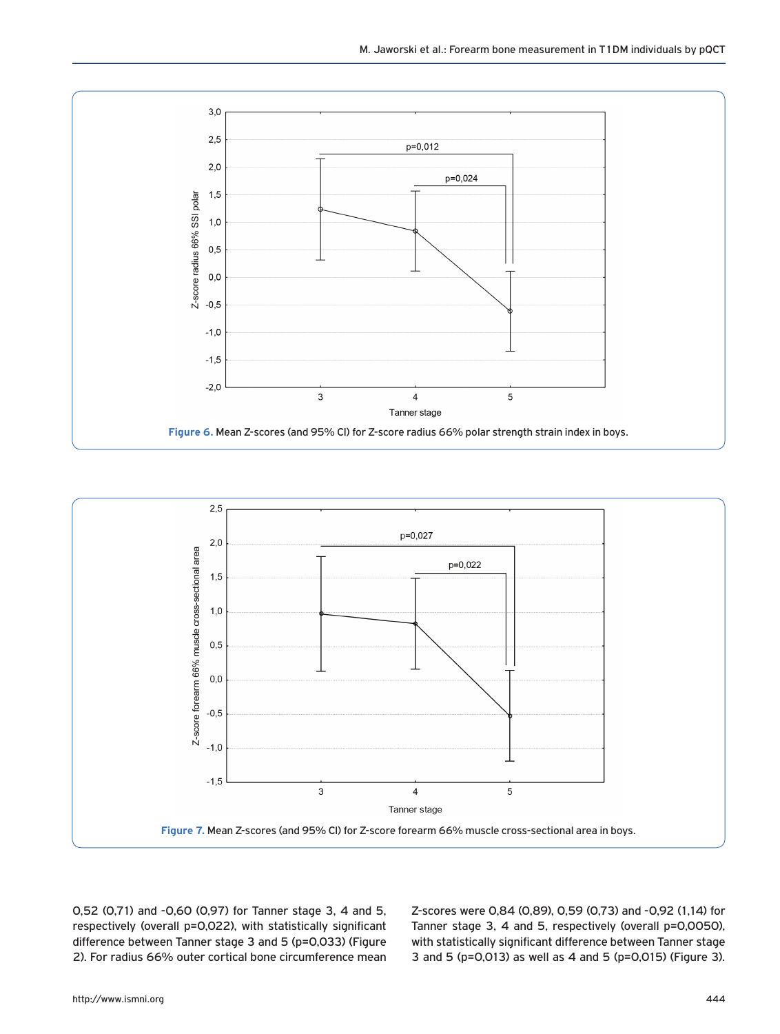Figure 6. Mean Z-scores (and 95% CI) for Z-score radius 66% polar strength strain index in boys.

Figure 7. Mean Z-scores (and 95% CI) for Z-score forearm 66% muscle cross-sectional area in boys.

0,52 (0,71) and -0,60 (0,97) for Tanner stage 3, 4 and 5, respectively (overall p=0,022), with statistically significant difference between Tanner stage 3 and 5 (p=0,033) (Figure 2). For radius 66% outer cortical bone circumference mean Z-scores were 0,84 (0,89), 0,59 (0,73) and -0,92 (1,14) for Tanner stage 3, 4 and 5, respectively (overall p=0,0050), with statistically significant difference between Tanner stage 3 and 5 (p=0,013) as well as 4 and 5 (p=0,015) (Figure 3).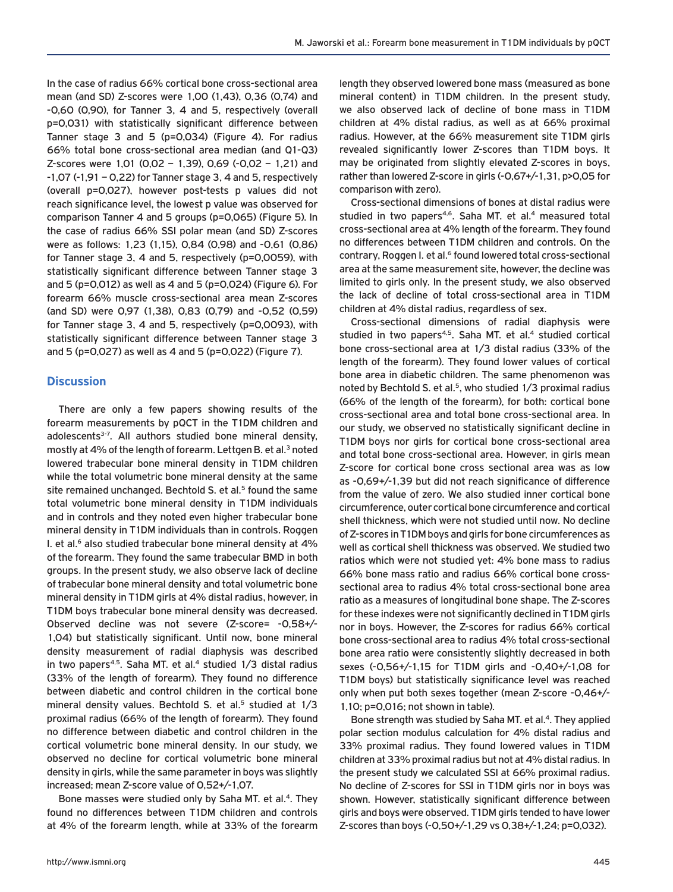In the case of radius 66% cortical bone cross-sectional area mean (and SD) Z-scores were 1,00 (1,43), 0,36 (0,74) and -0,60 (0,90), for Tanner 3, 4 and 5, respectively (overall p=0,031) with statistically significant difference between Tanner stage 3 and 5 (p=0,034) (Figure 4). For radius 66% total bone cross-sectional area median (and Q1-Q3) Z-scores were 1,01 (0,02 – 1,39), 0,69 (-0,02 – 1,21) and -1,07 (-1,91 – 0,22) for Tanner stage 3, 4 and 5, respectively (overall p=0,027), however post-tests p values did not reach significance level, the lowest p value was observed for comparison Tanner 4 and 5 groups (p=0,065) (Figure 5). In the case of radius 66% SSI polar mean (and SD) Z-scores were as follows: 1,23 (1,15), 0,84 (0,98) and -0,61 (0,86) for Tanner stage 3, 4 and 5, respectively (p=0,0059), with statistically significant difference between Tanner stage 3 and 5 (p=0,012) as well as 4 and 5 (p=0,024) (Figure 6). For forearm 66% muscle cross-sectional area mean Z-scores (and SD) were 0,97 (1,38), 0,83 (0,79) and -0,52 (0,59) for Tanner stage 3, 4 and 5, respectively (p=0,0093), with statistically significant difference between Tanner stage 3 and 5 (p=0,027) as well as 4 and 5 (p=0,022) (Figure 7).

## Discussion

There are only a few papers showing results of the forearm measurements by pQCT in the T1DM children and adolescents[3-7]. All authors studied bone mineral density, mostly at 4% of the length of forearm. Lettgen B. et al.[3] noted lowered trabecular bone mineral density in T1DM children while the total volumetric bone mineral density at the same site remained unchanged. Bechtold S. et al.[5] found the same total volumetric bone mineral density in T1DM individuals and in controls and they noted even higher trabecular bone mineral density in T1DM individuals than in controls. Roggen I. et al.[6] also studied trabecular bone mineral density at 4% of the forearm. They found the same trabecular BMD in both groups. In the present study, we also observe lack of decline of trabecular bone mineral density and total volumetric bone mineral density in T1DM girls at 4% distal radius, however, in T1DM boys trabecular bone mineral density was decreased. Observed decline was not severe (Z-score= -0,58+/-1,04) but statistically significant. Until now, bone mineral density measurement of radial diaphysis was described in two papers[4,5]. Saha MT. et al.[4] studied 1/3 distal radius (33% of the length of forearm). They found no difference between diabetic and control children in the cortical bone mineral density values. Bechtold S. et al.[5] studied at 1/3 proximal radius (66% of the length of forearm). They found no difference between diabetic and control children in the cortical volumetric bone mineral density. In our study, we observed no decline for cortical volumetric bone mineral density in girls, while the same parameter in boys was slightly increased; mean Z-score value of 0,52+/-1,07.

Bone masses were studied only by Saha MT. et al.[4]. They found no differences between T1DM children and controls at 4% of the forearm length, while at 33% of the forearm length they observed lowered bone mass (measured as bone mineral content) in T1DM children. In the present study, we also observed lack of decline of bone mass in T1DM children at 4% distal radius, as well as at 66% proximal radius. However, at the 66% measurement site T1DM girls revealed significantly lower Z-scores than T1DM boys. It may be originated from slightly elevated Z-scores in boys, rather than lowered Z-score in girls (-0,67+/-1,31, p>0,05 for comparison with zero).

Cross-sectional dimensions of bones at distal radius were studied in two papers[4,6]. Saha MT. et al.[4] measured total cross-sectional area at 4% length of the forearm. They found no differences between T1DM children and controls. On the contrary, Roggen I. et al.[6] found lowered total cross-sectional area at the same measurement site, however, the decline was limited to girls only. In the present study, we also observed the lack of decline of total cross-sectional area in T1DM children at 4% distal radius, regardless of sex.

Cross-sectional dimensions of radial diaphysis were studied in two papers[4,5]. Saha MT. et al.[4] studied cortical bone cross-sectional area at 1/3 distal radius (33% of the length of the forearm). They found lower values of cortical bone area in diabetic children. The same phenomenon was noted by Bechtold S. et al.[5], who studied 1/3 proximal radius (66% of the length of the forearm), for both: cortical bone cross-sectional area and total bone cross-sectional area. In our study, we observed no statistically significant decline in T1DM boys nor girls for cortical bone cross-sectional area and total bone cross-sectional area. However, in girls mean Z-score for cortical bone cross sectional area was as low as -0,69+/-1,39 but did not reach significance of difference from the value of zero. We also studied inner cortical bone circumference, outer cortical bone circumference and cortical shell thickness, which were not studied until now. No decline of Z-scores in T1DM boys and girls for bone circumferences as well as cortical shell thickness was observed. We studied two ratios which were not studied yet: 4% bone mass to radius 66% bone mass ratio and radius 66% cortical bone cross-sectional area to radius 4% total cross-sectional bone area ratio as a measures of longitudinal bone shape. The Z-scores for these indexes were not significantly declined in T1DM girls nor in boys. However, the Z-scores for radius 66% cortical bone cross-sectional area to radius 4% total cross-sectional bone area ratio were consistently slightly decreased in both sexes (-0,56+/-1,15 for T1DM girls and -0,40+/-1,08 for T1DM boys) but statistically significance level was reached only when put both sexes together (mean Z-score -0,46+/-1,10; p=0,016; not shown in table).

Bone strength was studied by Saha MT. et al.[4]. They applied polar section modulus calculation for 4% distal radius and 33% proximal radius. They found lowered values in T1DM children at 33% proximal radius but not at 4% distal radius. In the present study we calculated SSI at 66% proximal radius. No decline of Z-scores for SSI in T1DM girls nor in boys was shown. However, statistically significant difference between girls and boys were observed. T1DM girls tended to have lower Z-scores than boys (-0,50+/-1,29 vs 0,38+/-1,24; p=0,032).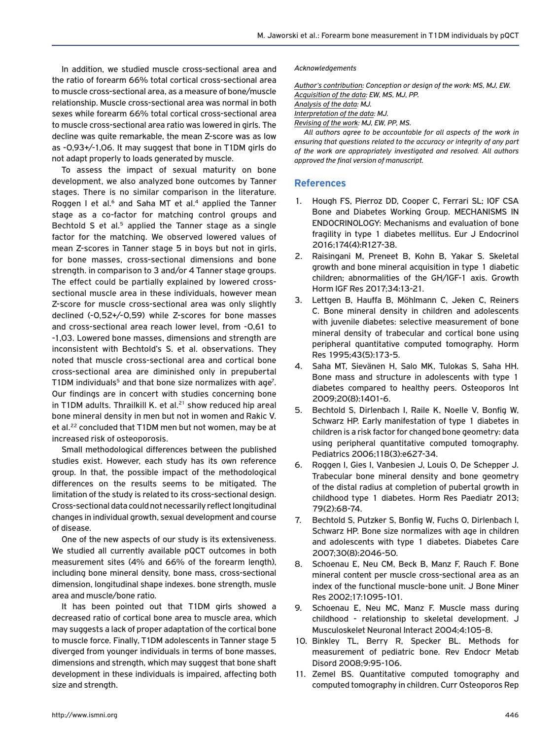In addition, we studied muscle cross-sectional area and the ratio of forearm 66% total cortical cross-sectional area to muscle cross-sectional area, as a measure of bone/muscle relationship. Muscle cross-sectional area was normal in both sexes while forearm 66% total cortical cross-sectional area to muscle cross-sectional area ratio was lowered in girls. The decline was quite remarkable, the mean Z-score was as low as -0,93+/-1,06. It may suggest that bone in T1DM girls do not adapt properly to loads generated by muscle.

To assess the impact of sexual maturity on bone development, we also analyzed bone outcomes by Tanner stages. There is no similar comparison in the literature. Roggen I et al.[6] and Saha MT et al.[4] applied the Tanner stage as a co-factor for matching control groups and Bechtold S et al.[5] applied the Tanner stage as a single factor for the matching. We observed lowered values of mean Z-scores in Tanner stage 5 in boys but not in girls, for bone masses, cross-sectional dimensions and bone strength. in comparison to 3 and/or 4 Tanner stage groups. The effect could be partially explained by lowered cross-sectional muscle area in these individuals, however mean Z-score for muscle cross-sectional area was only slightly declined (-0,52+/-0,59) while Z-scores for bone masses and cross-sectional area reach lower level, from -0,61 to -1,03. Lowered bone masses, dimensions and strength are inconsistent with Bechtold's S. et al. observations. They noted that muscle cross-sectional area and cortical bone cross-sectional area are diminished only in prepubertal T1DM individuals[5] and that bone size normalizes with age[7]. Our findings are in concert with studies concerning bone in T1DM adults. Thrailkill K. et al.[21] show reduced hip areal bone mineral density in men but not in women and Rakic V. et al.[22] concluded that T1DM men but not women, may be at increased risk of osteoporosis.

Small methodological differences between the published studies exist. However, each study has its own reference group. In that, the possible impact of the methodological differences on the results seems to be mitigated. The limitation of the study is related to its cross-sectional design. Cross-sectional data could not necessarily reflect longitudinal changes in individual growth, sexual development and course of disease.

One of the new aspects of our study is its extensiveness. We studied all currently available pQCT outcomes in both measurement sites (4% and 66% of the forearm length), including bone mineral density, bone mass, cross-sectional dimension, longitudinal shape indexes. bone strength, musle area and muscle/bone ratio.

It has been pointed out that T1DM girls showed a decreased ratio of cortical bone area to muscle area, which may suggests a lack of proper adaptation of the cortical bone to muscle force. Finally, T1DM adolescents in Tanner stage 5 diverged from younger individuals in terms of bone masses, dimensions and strength, which may suggest that bone shaft development in these individuals is impaired, affecting both size and strength.

*Acknowledgements*

*Author's contribution: Conception or design of the work: MS, MJ, EW.*
*Acquisition of the data: EW, MS, MJ, PP.*
*Analysis of the data: MJ.*
*Interpretation of the data: MJ.*
*Revising of the work: MJ, EW, PP, MS.*

*All authors agree to be accountable for all aspects of the work in ensuring that questions related to the accuracy or integrity of any part of the work are appropriately investigated and resolved. All authors approved the final version of manuscript.*

## References

1. Hough FS, Pierroz DD, Cooper C, Ferrari SL; IOF CSA Bone and Diabetes Working Group. MECHANISMS IN ENDOCRINOLOGY: Mechanisms and evaluation of bone fragility in type 1 diabetes mellitus. Eur J Endocrinol 2016;174(4):R127-38.
2. Raisingani M, Preneet B, Kohn B, Yakar S. Skeletal growth and bone mineral acquisition in type 1 diabetic children; abnormalities of the GH/IGF-1 axis. Growth Horm IGF Res 2017;34:13-21.
3. Lettgen B, Hauffa B, Möhlmann C, Jeken C, Reiners C. Bone mineral density in children and adolescents with juvenile diabetes: selective measurement of bone mineral density of trabecular and cortical bone using peripheral quantitative computed tomography. Horm Res 1995;43(5):173-5.
4. Saha MT, Sievänen H, Salo MK, Tulokas S, Saha HH. Bone mass and structure in adolescents with type 1 diabetes compared to healthy peers. Osteoporos Int 2009;20(8):1401-6.
5. Bechtold S, Dirlenbach I, Raile K, Noelle V, Bonfig W, Schwarz HP. Early manifestation of type 1 diabetes in children is a risk factor for changed bone geometry: data using peripheral quantitative computed tomography. Pediatrics 2006;118(3):e627-34.
6. Roggen I, Gies I, Vanbesien J, Louis O, De Schepper J. Trabecular bone mineral density and bone geometry of the distal radius at completion of pubertal growth in childhood type 1 diabetes. Horm Res Paediatr 2013; 79(2):68-74.
7. Bechtold S, Putzker S, Bonfig W, Fuchs O, Dirlenbach I, Schwarz HP. Bone size normalizes with age in children and adolescents with type 1 diabetes. Diabetes Care 2007;30(8):2046-50.
8. Schoenau E, Neu CM, Beck B, Manz F, Rauch F. Bone mineral content per muscle cross-sectional area as an index of the functional muscle-bone unit. J Bone Miner Res 2002;17:1095-101.
9. Schoenau E, Neu MC, Manz F. Muscle mass during childhood - relationship to skeletal development. J Musculoskelet Neuronal Interact 2004;4:105-8.
10. Binkley TL, Berry R, Specker BL. Methods for measurement of pediatric bone. Rev Endocr Metab Disord 2008;9:95-106.
11. Zemel BS. Quantitative computed tomography and computed tomography in children. Curr Osteoporos Rep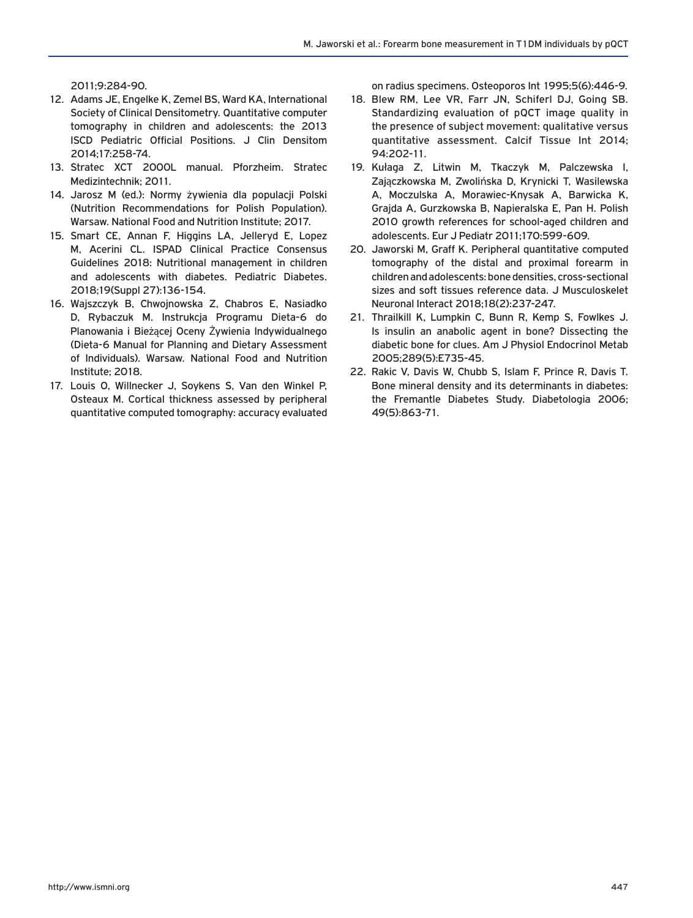2011;9:284-90.

12. Adams JE, Engelke K, Zemel BS, Ward KA, International Society of Clinical Densitometry. Quantitative computer tomography in children and adolescents: the 2013 ISCD Pediatric Official Positions. J Clin Densitom 2014;17:258-74.
13. Stratec XCT 2000L manual. Pforzheim. Stratec Medizintechnik; 2011.
14. Jarosz M (ed.): Normy żywienia dla populacji Polski (Nutrition Recommendations for Polish Population). Warsaw. National Food and Nutrition Institute; 2017.
15. Smart CE, Annan F, Higgins LA, Jelleryd E, Lopez M, Acerini CL. ISPAD Clinical Practice Consensus Guidelines 2018: Nutritional management in children and adolescents with diabetes. Pediatric Diabetes. 2018;19(Suppl 27):136-154.
16. Wajszczyk B, Chwojnowska Z, Chabros E, Nasiadko D, Rybaczuk M. Instrukcja Programu Dieta-6 do Planowania i Bieżącej Oceny Żywienia Indywidualnego (Dieta-6 Manual for Planning and Dietary Assessment of Individuals). Warsaw. National Food and Nutrition Institute; 2018.
17. Louis O, Willnecker J, Soykens S, Van den Winkel P, Osteaux M. Cortical thickness assessed by peripheral quantitative computed tomography: accuracy evaluated on radius specimens. Osteoporos Int 1995;5(6):446-9.
18. Blew RM, Lee VR, Farr JN, Schiferl DJ, Going SB. Standardizing evaluation of pQCT image quality in the presence of subject movement: qualitative versus quantitative assessment. Calcif Tissue Int 2014; 94:202-11.
19. Kułaga Z, Litwin M, Tkaczyk M, Palczewska I, Zajączkowska M, Zwolińska D, Krynicki T, Wasilewska A, Moczulska A, Morawiec-Knysak A, Barwicka K, Grajda A, Gurzkowska B, Napieralska E, Pan H. Polish 2010 growth references for school-aged children and adolescents. Eur J Pediatr 2011;170:599-609.
20. Jaworski M, Graff K. Peripheral quantitative computed tomography of the distal and proximal forearm in children and adolescents: bone densities, cross-sectional sizes and soft tissues reference data. J Musculoskelet Neuronal Interact 2018;18(2):237-247.
21. Thrailkill K, Lumpkin C, Bunn R, Kemp S, Fowlkes J. Is insulin an anabolic agent in bone? Dissecting the diabetic bone for clues. Am J Physiol Endocrinol Metab 2005;289(5):E735-45.
22. Rakic V, Davis W, Chubb S, Islam F, Prince R, Davis T. Bone mineral density and its determinants in diabetes: the Fremantle Diabetes Study. Diabetologia 2006; 49(5):863-71.